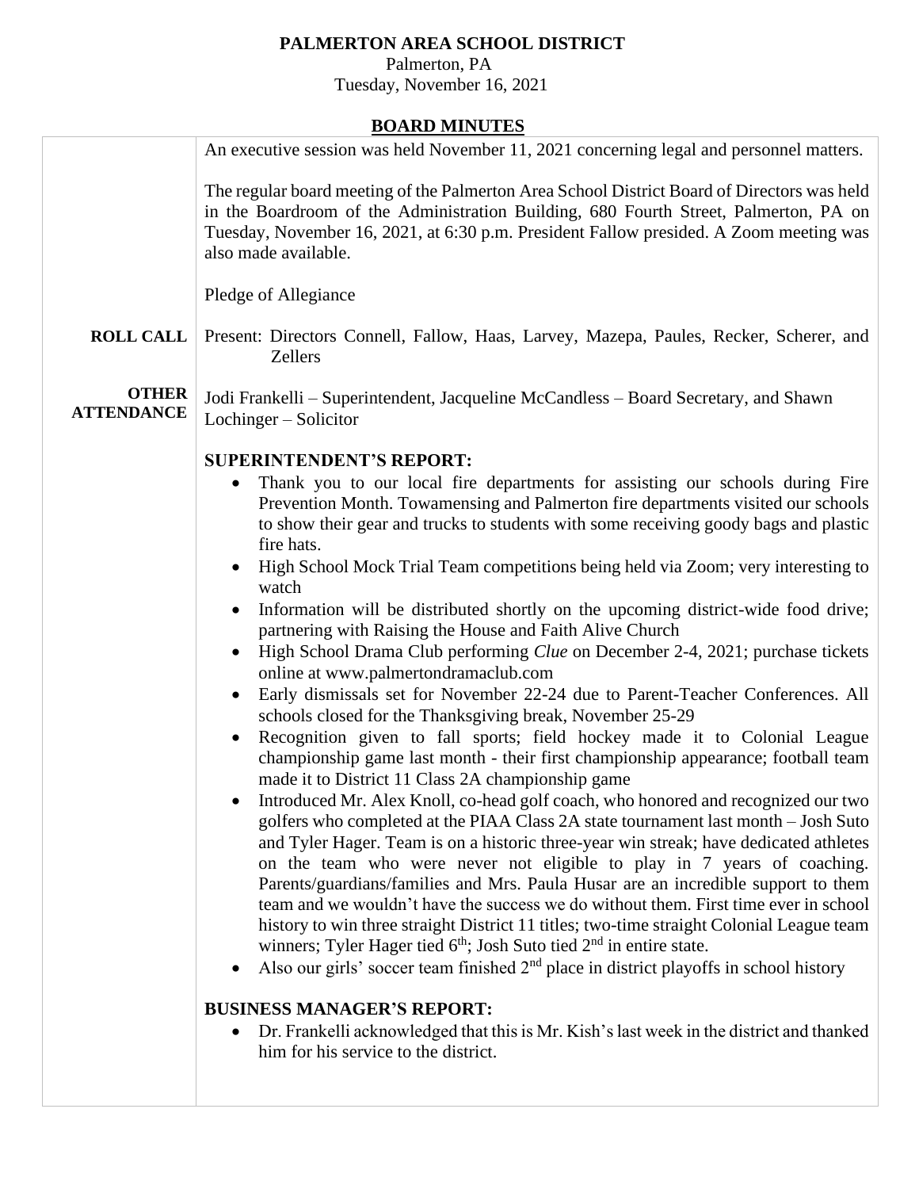# PALMERTON AREA SCHOOL DISTRICT

Palmerton, PA
Tuesday, November 16, 2021

## BOARD MINUTES

An executive session was held November 11, 2021 concerning legal and personnel matters.

The regular board meeting of the Palmerton Area School District Board of Directors was held in the Boardroom of the Administration Building, 680 Fourth Street, Palmerton, PA on Tuesday, November 16, 2021, at 6:30 p.m. President Fallow presided. A Zoom meeting was also made available.

Pledge of Allegiance

**ROLL CALL**

Present: Directors Connell, Fallow, Haas, Larvey, Mazepa, Paules, Recker, Scherer, and Zellers

**OTHER ATTENDANCE**

Jodi Frankelli – Superintendent, Jacqueline McCandless – Board Secretary, and Shawn Lochinger – Solicitor

**SUPERINTENDENT'S REPORT:**

- Thank you to our local fire departments for assisting our schools during Fire Prevention Month. Towamensing and Palmerton fire departments visited our schools to show their gear and trucks to students with some receiving goody bags and plastic fire hats.
- High School Mock Trial Team competitions being held via Zoom; very interesting to watch
- Information will be distributed shortly on the upcoming district-wide food drive; partnering with Raising the House and Faith Alive Church
- High School Drama Club performing *Clue* on December 2-4, 2021; purchase tickets online at www.palmertondramaclub.com
- Early dismissals set for November 22-24 due to Parent-Teacher Conferences. All schools closed for the Thanksgiving break, November 25-29
- Recognition given to fall sports; field hockey made it to Colonial League championship game last month - their first championship appearance; football team made it to District 11 Class 2A championship game
- Introduced Mr. Alex Knoll, co-head golf coach, who honored and recognized our two golfers who completed at the PIAA Class 2A state tournament last month – Josh Suto and Tyler Hager. Team is on a historic three-year win streak; have dedicated athletes on the team who were never not eligible to play in 7 years of coaching. Parents/guardians/families and Mrs. Paula Husar are an incredible support to them team and we wouldn't have the success we do without them. First time ever in school history to win three straight District 11 titles; two-time straight Colonial League team winners; Tyler Hager tied 6th; Josh Suto tied 2nd in entire state.
- Also our girls' soccer team finished 2nd place in district playoffs in school history

**BUSINESS MANAGER'S REPORT:**

- Dr. Frankelli acknowledged that this is Mr. Kish's last week in the district and thanked him for his service to the district.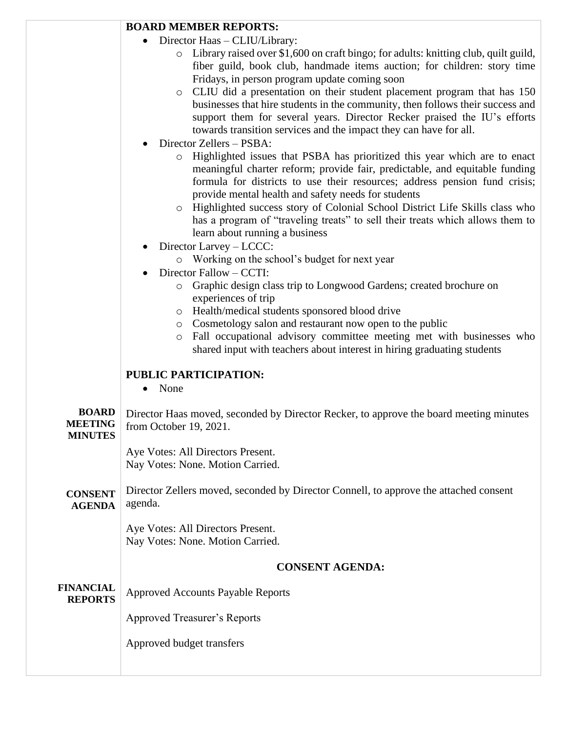**BOARD MEMBER REPORTS:**

- Director Haas – CLIU/Library:
  - Library raised over $1,600 on craft bingo; for adults: knitting club, quilt guild, fiber guild, book club, handmade items auction; for children: story time Fridays, in person program update coming soon
  - CLIU did a presentation on their student placement program that has 150 businesses that hire students in the community, then follows their success and support them for several years. Director Recker praised the IU's efforts towards transition services and the impact they can have for all.
- Director Zellers – PSBA:
  - Highlighted issues that PSBA has prioritized this year which are to enact meaningful charter reform; provide fair, predictable, and equitable funding formula for districts to use their resources; address pension fund crisis; provide mental health and safety needs for students
  - Highlighted success story of Colonial School District Life Skills class who has a program of "traveling treats" to sell their treats which allows them to learn about running a business
- Director Larvey – LCCC:
  - Working on the school's budget for next year
- Director Fallow – CCTI:
  - Graphic design class trip to Longwood Gardens; created brochure on experiences of trip
  - Health/medical students sponsored blood drive
  - Cosmetology salon and restaurant now open to the public
  - Fall occupational advisory committee meeting met with businesses who shared input with teachers about interest in hiring graduating students

**PUBLIC PARTICIPATION:**

- None

**BOARD MEETING MINUTES**

Director Haas moved, seconded by Director Recker, to approve the board meeting minutes from October 19, 2021.

Aye Votes: All Directors Present.
Nay Votes: None. Motion Carried.

**CONSENT AGENDA**

Director Zellers moved, seconded by Director Connell, to approve the attached consent agenda.

Aye Votes: All Directors Present.
Nay Votes: None. Motion Carried.

**CONSENT AGENDA:**

**FINANCIAL REPORTS**

Approved Accounts Payable Reports

Approved Treasurer's Reports

Approved budget transfers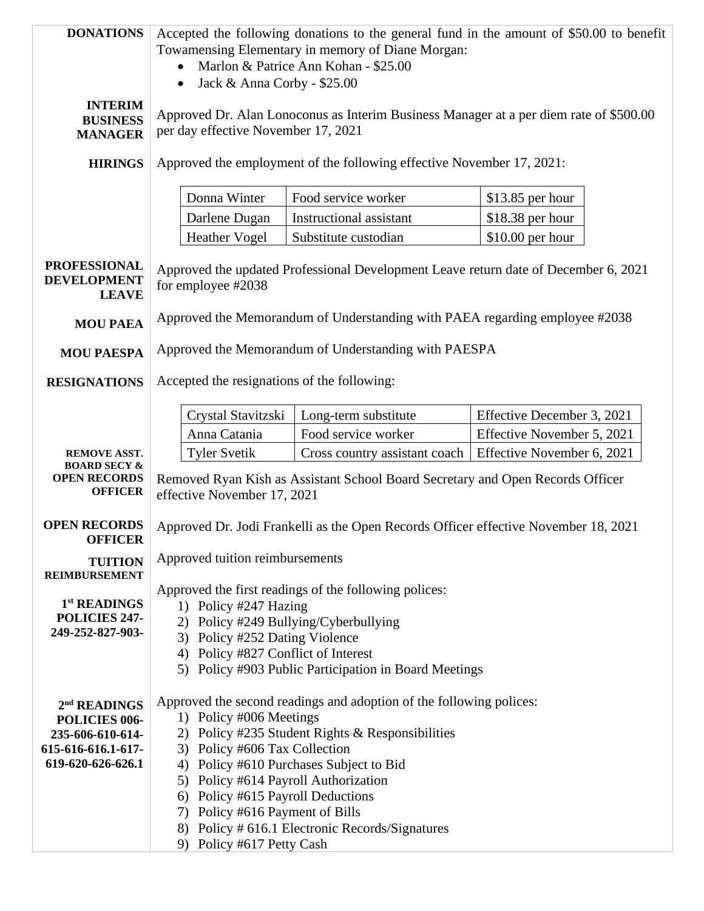**DONATIONS**

Accepted the following donations to the general fund in the amount of $50.00 to benefit Towamensing Elementary in memory of Diane Morgan:

- Marlon & Patrice Ann Kohan - $25.00
- Jack & Anna Corby - $25.00

**INTERIM BUSINESS MANAGER**

Approved Dr. Alan Lonoconus as Interim Business Manager at a per diem rate of $500.00 per day effective November 17, 2021

**HIRINGS**

Approved the employment of the following effective November 17, 2021:

| | | |
|---|---|---|
| Donna Winter | Food service worker | $13.85 per hour |
| Darlene Dugan | Instructional assistant | $18.38 per hour |
| Heather Vogel | Substitute custodian | $10.00 per hour |

**PROFESSIONAL DEVELOPMENT LEAVE**

Approved the updated Professional Development Leave return date of December 6, 2021 for employee #2038

**MOU PAEA**

Approved the Memorandum of Understanding with PAEA regarding employee #2038

**MOU PAESPA**

Approved the Memorandum of Understanding with PAESPA

**RESIGNATIONS**

Accepted the resignations of the following:

| | | |
|---|---|---|
| Crystal Stavitzski | Long-term substitute | Effective December 3, 2021 |
| Anna Catania | Food service worker | Effective November 5, 2021 |
| Tyler Svetik | Cross country assistant coach | Effective November 6, 2021 |

**REMOVE ASST. BOARD SECY & OPEN RECORDS OFFICER**

Removed Ryan Kish as Assistant School Board Secretary and Open Records Officer effective November 17, 2021

**OPEN RECORDS OFFICER**

Approved Dr. Jodi Frankelli as the Open Records Officer effective November 18, 2021

**TUITION REIMBURSEMENT**

Approved tuition reimbursements

**1st READINGS POLICIES 247-249-252-827-903-**

Approved the first readings of the following polices:

1) Policy #247 Hazing
2) Policy #249 Bullying/Cyberbullying
3) Policy #252 Dating Violence
4) Policy #827 Conflict of Interest
5) Policy #903 Public Participation in Board Meetings

**2nd READINGS POLICIES 006-235-606-610-614-615-616-616.1-617-619-620-626-626.1**

Approved the second readings and adoption of the following polices:

1) Policy #006 Meetings
2) Policy #235 Student Rights & Responsibilities
3) Policy #606 Tax Collection
4) Policy #610 Purchases Subject to Bid
5) Policy #614 Payroll Authorization
6) Policy #615 Payroll Deductions
7) Policy #616 Payment of Bills
8) Policy # 616.1 Electronic Records/Signatures
9) Policy #617 Petty Cash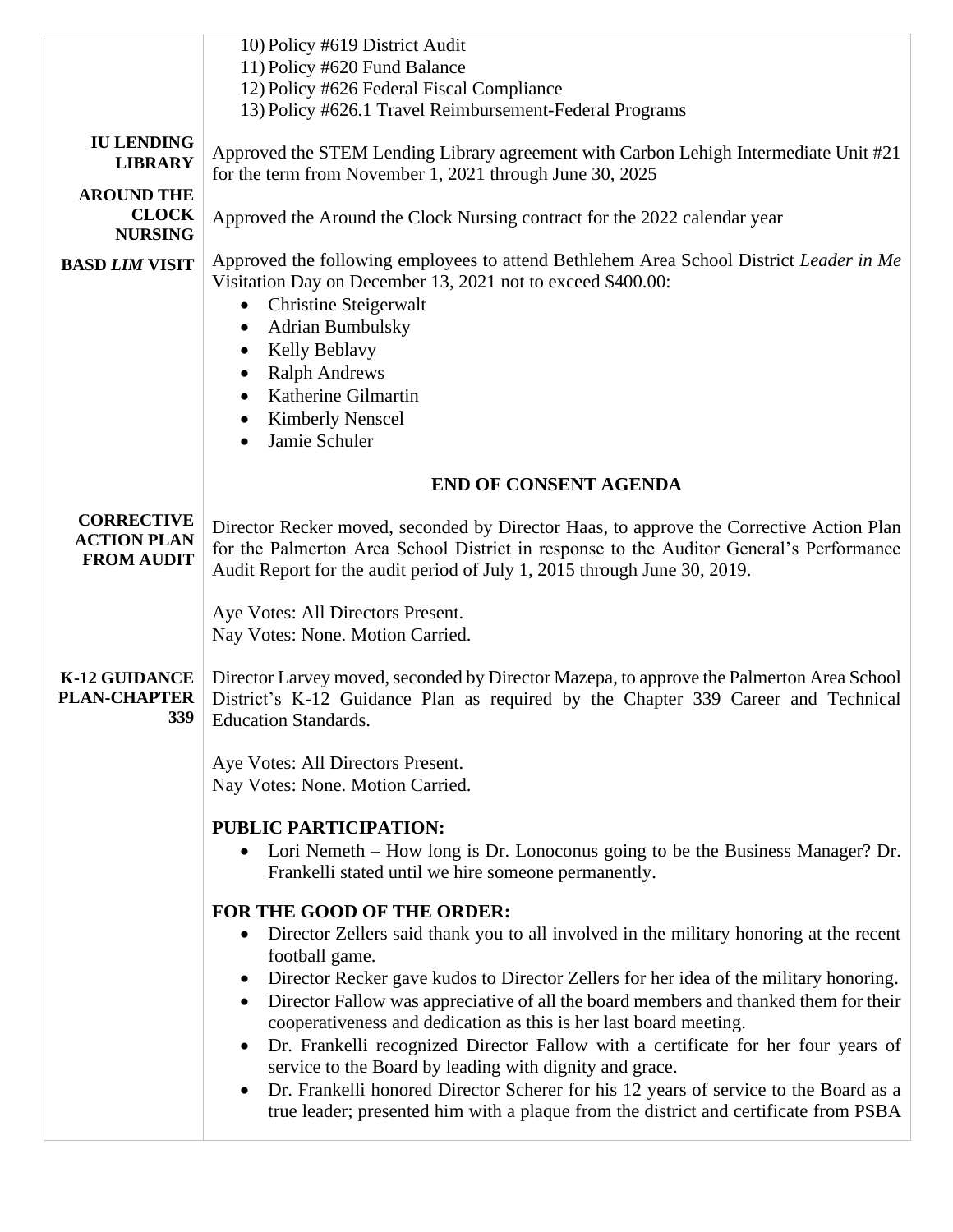10) Policy #619 District Audit
11) Policy #620 Fund Balance
12) Policy #626 Federal Fiscal Compliance
13) Policy #626.1 Travel Reimbursement-Federal Programs

**IU LENDING LIBRARY**

Approved the STEM Lending Library agreement with Carbon Lehigh Intermediate Unit #21 for the term from November 1, 2021 through June 30, 2025

**AROUND THE CLOCK NURSING**

Approved the Around the Clock Nursing contract for the 2022 calendar year

**BASD *LIM* VISIT**

Approved the following employees to attend Bethlehem Area School District *Leader in Me* Visitation Day on December 13, 2021 not to exceed $400.00:

- Christine Steigerwalt
- Adrian Bumbulsky
- Kelly Beblavy
- Ralph Andrews
- Katherine Gilmartin
- Kimberly Nenscel
- Jamie Schuler

**END OF CONSENT AGENDA**

**CORRECTIVE ACTION PLAN FROM AUDIT**

Director Recker moved, seconded by Director Haas, to approve the Corrective Action Plan for the Palmerton Area School District in response to the Auditor General's Performance Audit Report for the audit period of July 1, 2015 through June 30, 2019.

Aye Votes: All Directors Present.
Nay Votes: None. Motion Carried.

**K-12 GUIDANCE PLAN-CHAPTER 339**

Director Larvey moved, seconded by Director Mazepa, to approve the Palmerton Area School District's K-12 Guidance Plan as required by the Chapter 339 Career and Technical Education Standards.

Aye Votes: All Directors Present.
Nay Votes: None. Motion Carried.

**PUBLIC PARTICIPATION:**

- Lori Nemeth – How long is Dr. Lonoconus going to be the Business Manager? Dr. Frankelli stated until we hire someone permanently.

**FOR THE GOOD OF THE ORDER:**

- Director Zellers said thank you to all involved in the military honoring at the recent football game.
- Director Recker gave kudos to Director Zellers for her idea of the military honoring.
- Director Fallow was appreciative of all the board members and thanked them for their cooperativeness and dedication as this is her last board meeting.
- Dr. Frankelli recognized Director Fallow with a certificate for her four years of service to the Board by leading with dignity and grace.
- Dr. Frankelli honored Director Scherer for his 12 years of service to the Board as a true leader; presented him with a plaque from the district and certificate from PSBA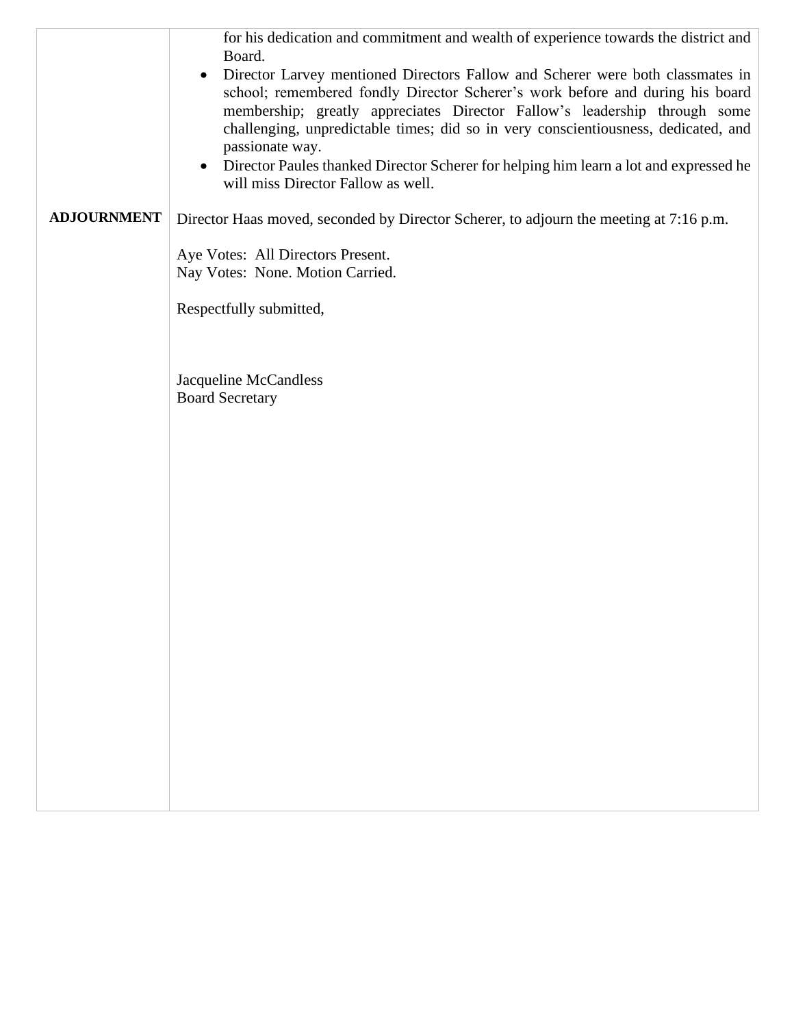for his dedication and commitment and wealth of experience towards the district and Board.

- Director Larvey mentioned Directors Fallow and Scherer were both classmates in school; remembered fondly Director Scherer's work before and during his board membership; greatly appreciates Director Fallow's leadership through some challenging, unpredictable times; did so in very conscientiousness, dedicated, and passionate way.
- Director Paules thanked Director Scherer for helping him learn a lot and expressed he will miss Director Fallow as well.

**ADJOURNMENT**

Director Haas moved, seconded by Director Scherer, to adjourn the meeting at 7:16 p.m.

Aye Votes: All Directors Present.
Nay Votes: None. Motion Carried.

Respectfully submitted,

Jacqueline McCandless
Board Secretary